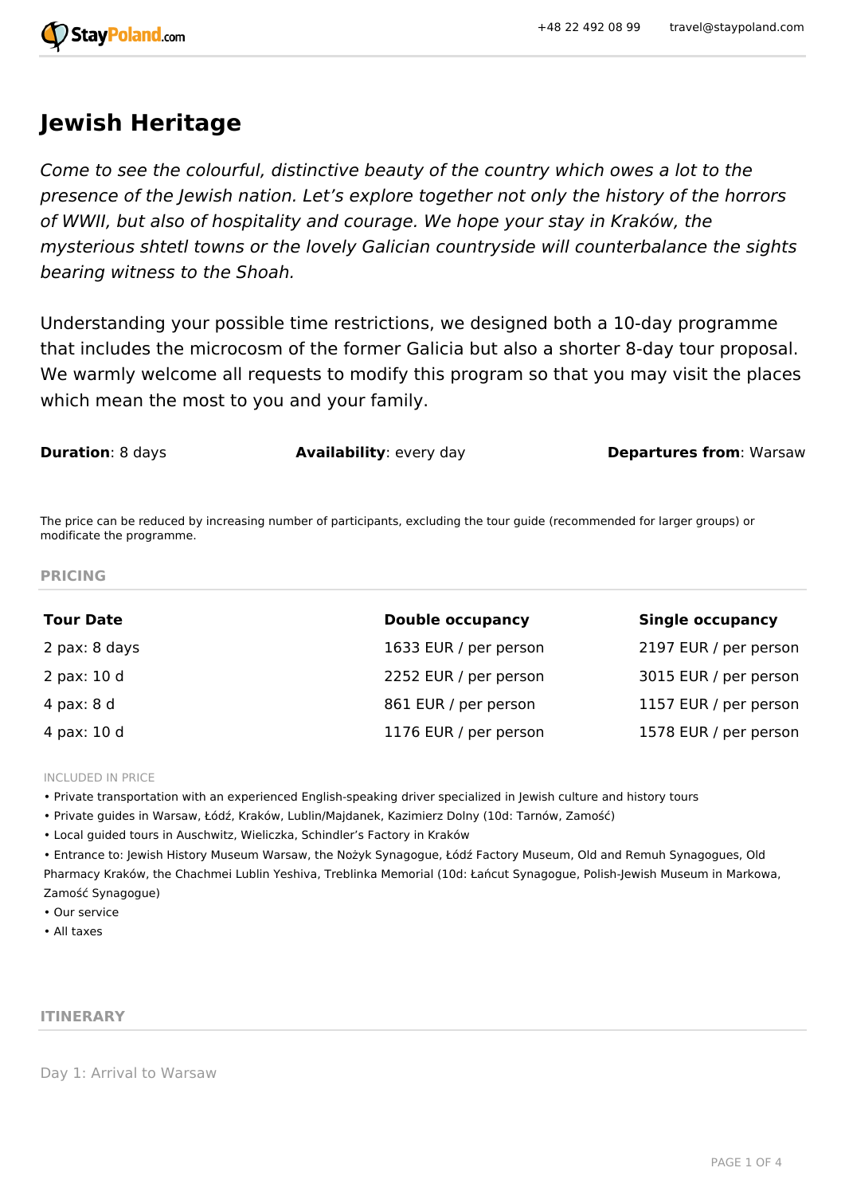# Jewish Heritage

*Come to see the colourful, distinctive beauty of the country which owes a lot to the presence of the Jewish nation. Let's explore together not only the history of the horrors of WWII, but also of hospitality and courage. We hope your stay in Kraków, the mysterious shtetl towns or the lovely Galician countryside will counterbalance the sights bearing witness to the Shoah.*

Understanding your possible time restrictions, we designed both a 10-day programme that includes the microcosm of the former Galicia but also a shorter 8-day tour proposal. We warmly welcome all requests to modify this program so that you may visit the places which mean the most to you and your family.

**Duration**: 8 days **Availability**: every day **Departures from**: Warsaw

The price can be reduced by increasing number of participants, excluding the tour guide (recommended for larger groups) or modificate the programme.

## PRICING

| Tour Date | Double occupancy | Single occupancy |
|---|---|---|
| 2 pax: 8 days | 1633 EUR / per person | 2197 EUR / per person |
| 2 pax: 10 d | 2252 EUR / per person | 3015 EUR / per person |
| 4 pax: 8 d | 861 EUR / per person | 1157 EUR / per person |
| 4 pax: 10 d | 1176 EUR / per person | 1578 EUR / per person |

INCLUDED IN PRICE

- Private transportation with an experienced English-speaking driver specialized in Jewish culture and history tours
- Private guides in Warsaw, Łódź, Kraków, Lublin/Majdanek, Kazimierz Dolny (10d: Tarnów, Zamość)
- Local guided tours in Auschwitz, Wieliczka, Schindler's Factory in Kraków
- Entrance to: Jewish History Museum Warsaw, the Nożyk Synagogue, Łódź Factory Museum, Old and Remuh Synagogues, Old Pharmacy Kraków, the Chachmei Lublin Yeshiva, Treblinka Memorial (10d: Łańcut Synagogue, Polish-Jewish Museum in Markowa, Zamość Synagogue)
- Our service
- All taxes

## ITINERARY

Day 1: Arrival to Warsaw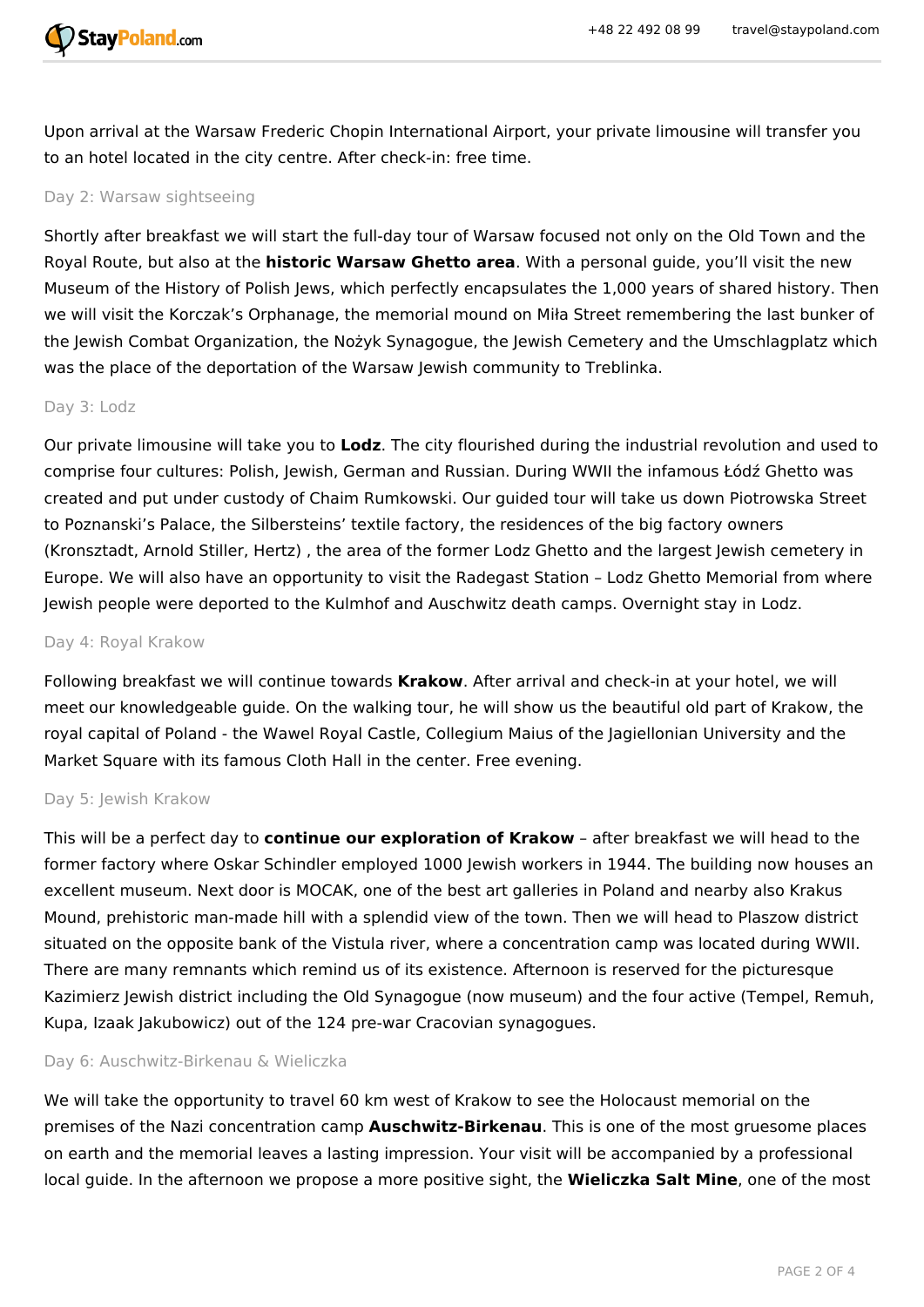Upon arrival at the Warsaw Frederic Chopin International Airport, your private limousine will transfer you to an hotel located in the city centre. After check-in: free time.

### Day 2: Warsaw sightseeing

Shortly after breakfast we will start the full-day tour of Warsaw focused not only on the Old Town and the Royal Route, but also at the **historic Warsaw Ghetto area**. With a personal guide, you'll visit the new Museum of the History of Polish Jews, which perfectly encapsulates the 1,000 years of shared history. Then we will visit the Korczak's Orphanage, the memorial mound on Miła Street remembering the last bunker of the Jewish Combat Organization, the Nożyk Synagogue, the Jewish Cemetery and the Umschlagplatz which was the place of the deportation of the Warsaw Jewish community to Treblinka.

### Day 3: Lodz

Our private limousine will take you to **Lodz**. The city flourished during the industrial revolution and used to comprise four cultures: Polish, Jewish, German and Russian. During WWII the infamous Łódź Ghetto was created and put under custody of Chaim Rumkowski. Our guided tour will take us down Piotrowska Street to Poznanski's Palace, the Silbersteins' textile factory, the residences of the big factory owners (Kronsztadt, Arnold Stiller, Hertz) , the area of the former Lodz Ghetto and the largest Jewish cemetery in Europe. We will also have an opportunity to visit the Radegast Station – Lodz Ghetto Memorial from where Jewish people were deported to the Kulmhof and Auschwitz death camps. Overnight stay in Lodz.

### Day 4: Royal Krakow

Following breakfast we will continue towards **Krakow**. After arrival and check-in at your hotel, we will meet our knowledgeable guide. On the walking tour, he will show us the beautiful old part of Krakow, the royal capital of Poland - the Wawel Royal Castle, Collegium Maius of the Jagiellonian University and the Market Square with its famous Cloth Hall in the center. Free evening.

### Day 5: Jewish Krakow

This will be a perfect day to **continue our exploration of Krakow** – after breakfast we will head to the former factory where Oskar Schindler employed 1000 Jewish workers in 1944. The building now houses an excellent museum. Next door is MOCAK, one of the best art galleries in Poland and nearby also Krakus Mound, prehistoric man-made hill with a splendid view of the town. Then we will head to Plaszow district situated on the opposite bank of the Vistula river, where a concentration camp was located during WWII. There are many remnants which remind us of its existence. Afternoon is reserved for the picturesque Kazimierz Jewish district including the Old Synagogue (now museum) and the four active (Tempel, Remuh, Kupa, Izaak Jakubowicz) out of the 124 pre-war Cracovian synagogues.

### Day 6: Auschwitz-Birkenau & Wieliczka

We will take the opportunity to travel 60 km west of Krakow to see the Holocaust memorial on the premises of the Nazi concentration camp **Auschwitz-Birkenau**. This is one of the most gruesome places on earth and the memorial leaves a lasting impression. Your visit will be accompanied by a professional local guide. In the afternoon we propose a more positive sight, the **Wieliczka Salt Mine**, one of the most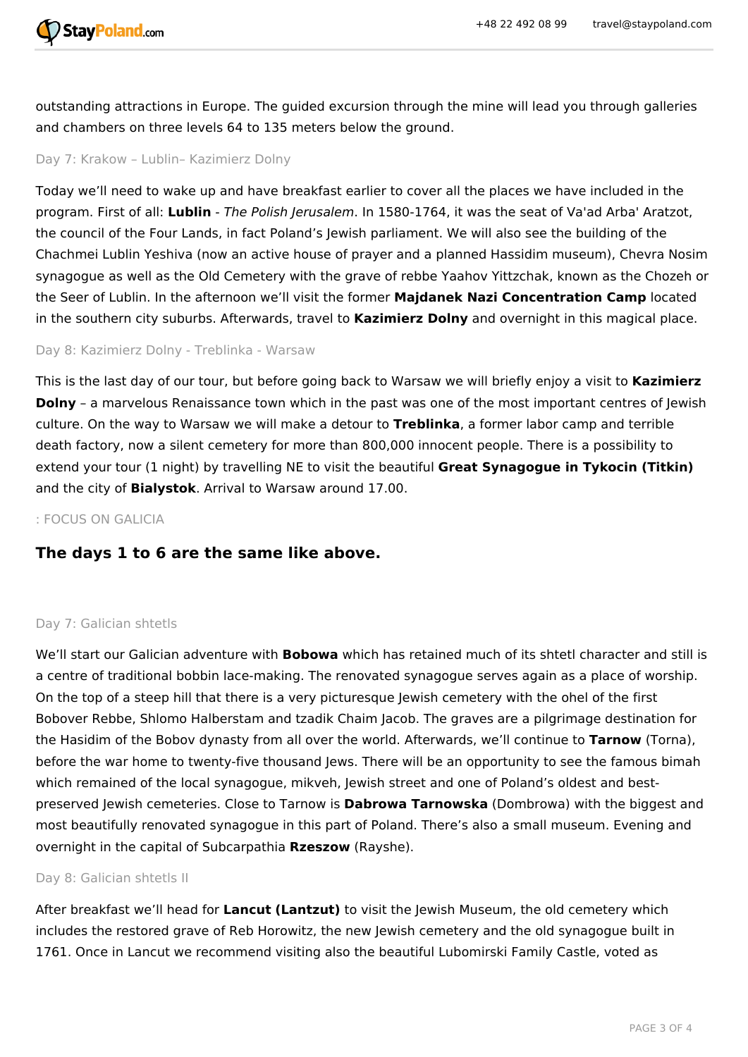outstanding attractions in Europe. The guided excursion through the mine will lead you through galleries and chambers on three levels 64 to 135 meters below the ground.

### Day 7: Krakow – Lublin– Kazimierz Dolny

Today we'll need to wake up and have breakfast earlier to cover all the places we have included in the program. First of all: **Lublin** - *The Polish Jerusalem*. In 1580-1764, it was the seat of Va'ad Arba' Aratzot, the council of the Four Lands, in fact Poland's Jewish parliament. We will also see the building of the Chachmei Lublin Yeshiva (now an active house of prayer and a planned Hassidim museum), Chevra Nosim synagogue as well as the Old Cemetery with the grave of rebbe Yaahov Yittzchak, known as the Chozeh or the Seer of Lublin. In the afternoon we'll visit the former **Majdanek Nazi Concentration Camp** located in the southern city suburbs. Afterwards, travel to **Kazimierz Dolny** and overnight in this magical place.

### Day 8: Kazimierz Dolny - Treblinka - Warsaw

This is the last day of our tour, but before going back to Warsaw we will briefly enjoy a visit to **Kazimierz Dolny** – a marvelous Renaissance town which in the past was one of the most important centres of Jewish culture. On the way to Warsaw we will make a detour to **Treblinka**, a former labor camp and terrible death factory, now a silent cemetery for more than 800,000 innocent people. There is a possibility to extend your tour (1 night) by travelling NE to visit the beautiful **Great Synagogue in Tykocin (Titkin)** and the city of **Bialystok**. Arrival to Warsaw around 17.00.

: FOCUS ON GALICIA

## The days 1 to 6 are the same like above.

### Day 7: Galician shtetls

We'll start our Galician adventure with **Bobowa** which has retained much of its shtetl character and still is a centre of traditional bobbin lace-making. The renovated synagogue serves again as a place of worship. On the top of a steep hill that there is a very picturesque Jewish cemetery with the ohel of the first Bobover Rebbe, Shlomo Halberstam and tzadik Chaim Jacob. The graves are a pilgrimage destination for the Hasidim of the Bobov dynasty from all over the world. Afterwards, we'll continue to **Tarnow** (Torna), before the war home to twenty-five thousand Jews. There will be an opportunity to see the famous bimah which remained of the local synagogue, mikveh, Jewish street and one of Poland's oldest and best-preserved Jewish cemeteries. Close to Tarnow is **Dabrowa Tarnowska** (Dombrowa) with the biggest and most beautifully renovated synagogue in this part of Poland. There's also a small museum. Evening and overnight in the capital of Subcarpathia **Rzeszow** (Rayshe).

### Day 8: Galician shtetls II

After breakfast we'll head for **Lancut (Lantzut)** to visit the Jewish Museum, the old cemetery which includes the restored grave of Reb Horowitz, the new Jewish cemetery and the old synagogue built in 1761. Once in Lancut we recommend visiting also the beautiful Lubomirski Family Castle, voted as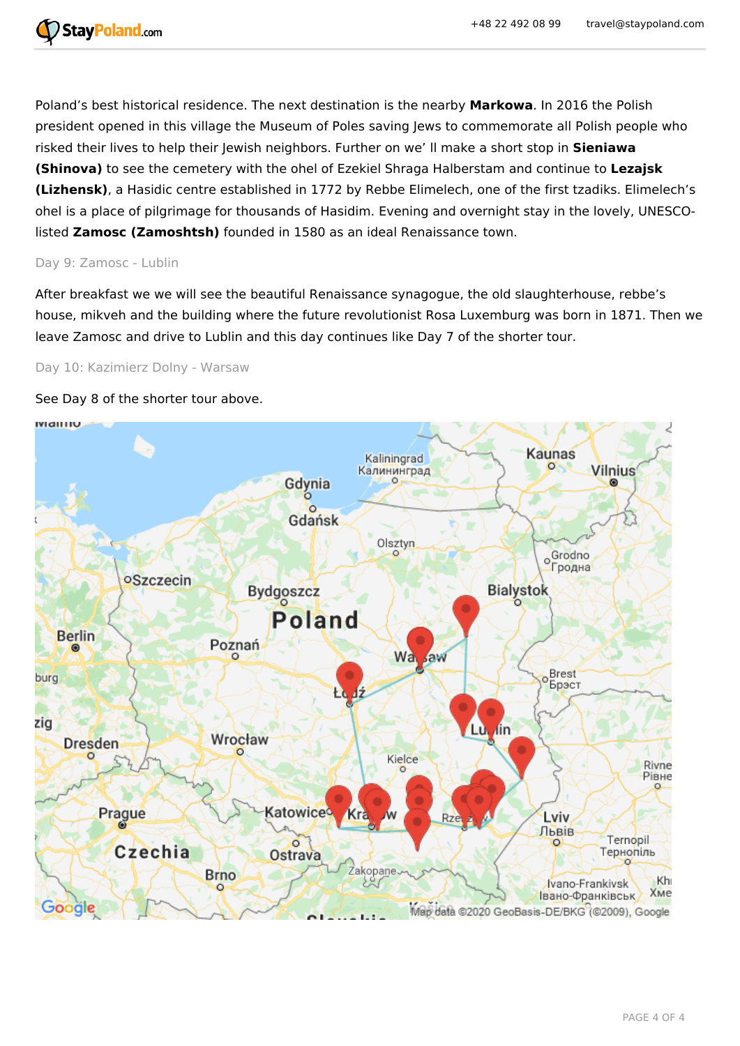Poland's best historical residence. The next destination is the nearby **Markowa**. In 2016 the Polish president opened in this village the Museum of Poles saving Jews to commemorate all Polish people who risked their lives to help their Jewish neighbors. Further on we' ll make a short stop in **Sieniawa (Shinova)** to see the cemetery with the ohel of Ezekiel Shraga Halberstam and continue to **Lezajsk (Lizhensk)**, a Hasidic centre established in 1772 by Rebbe Elimelech, one of the first tzadiks. Elimelech's ohel is a place of pilgrimage for thousands of Hasidim. Evening and overnight stay in the lovely, UNESCO-listed **Zamosc (Zamoshtsh)** founded in 1580 as an ideal Renaissance town.

Day 9: Zamosc - Lublin

After breakfast we we will see the beautiful Renaissance synagogue, the old slaughterhouse, rebbe's house, mikveh and the building where the future revolutionist Rosa Luxemburg was born in 1871. Then we leave Zamosc and drive to Lublin and this day continues like Day 7 of the shorter tour.

Day 10: Kazimierz Dolny - Warsaw

See Day 8 of the shorter tour above.